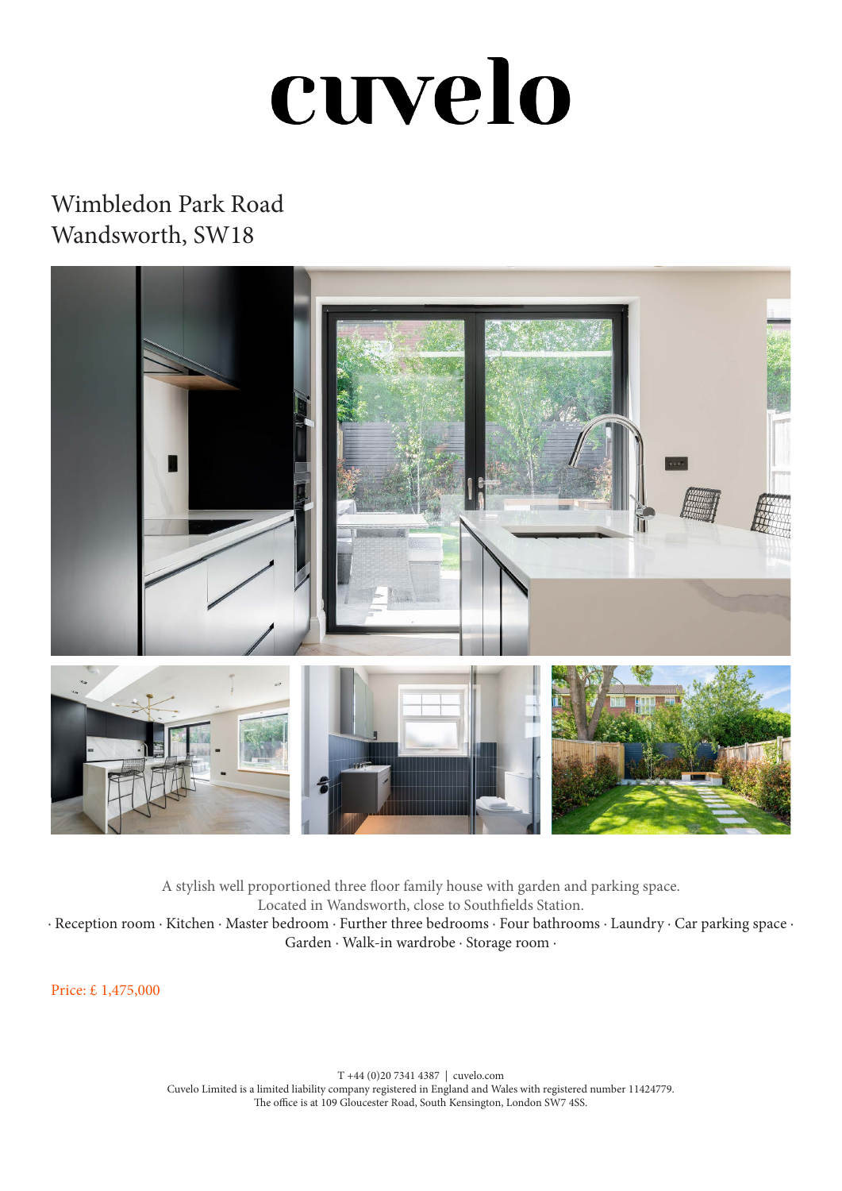# cuvelo

## Wimbledon Park Road
## Wandsworth, SW18

A stylish well proportioned three floor family house with garden and parking space.
Located in Wandsworth, close to Southfields Station.

· Reception room · Kitchen · Master bedroom · Further three bedrooms · Four bathrooms · Laundry · Car parking space · Garden · Walk-in wardrobe · Storage room ·

Price: £ 1,475,000

T +44 (0)20 7341 4387 | cuvelo.com
Cuvelo Limited is a limited liability company registered in England and Wales with registered number 11424779.
The office is at 109 Gloucester Road, South Kensington, London SW7 4SS.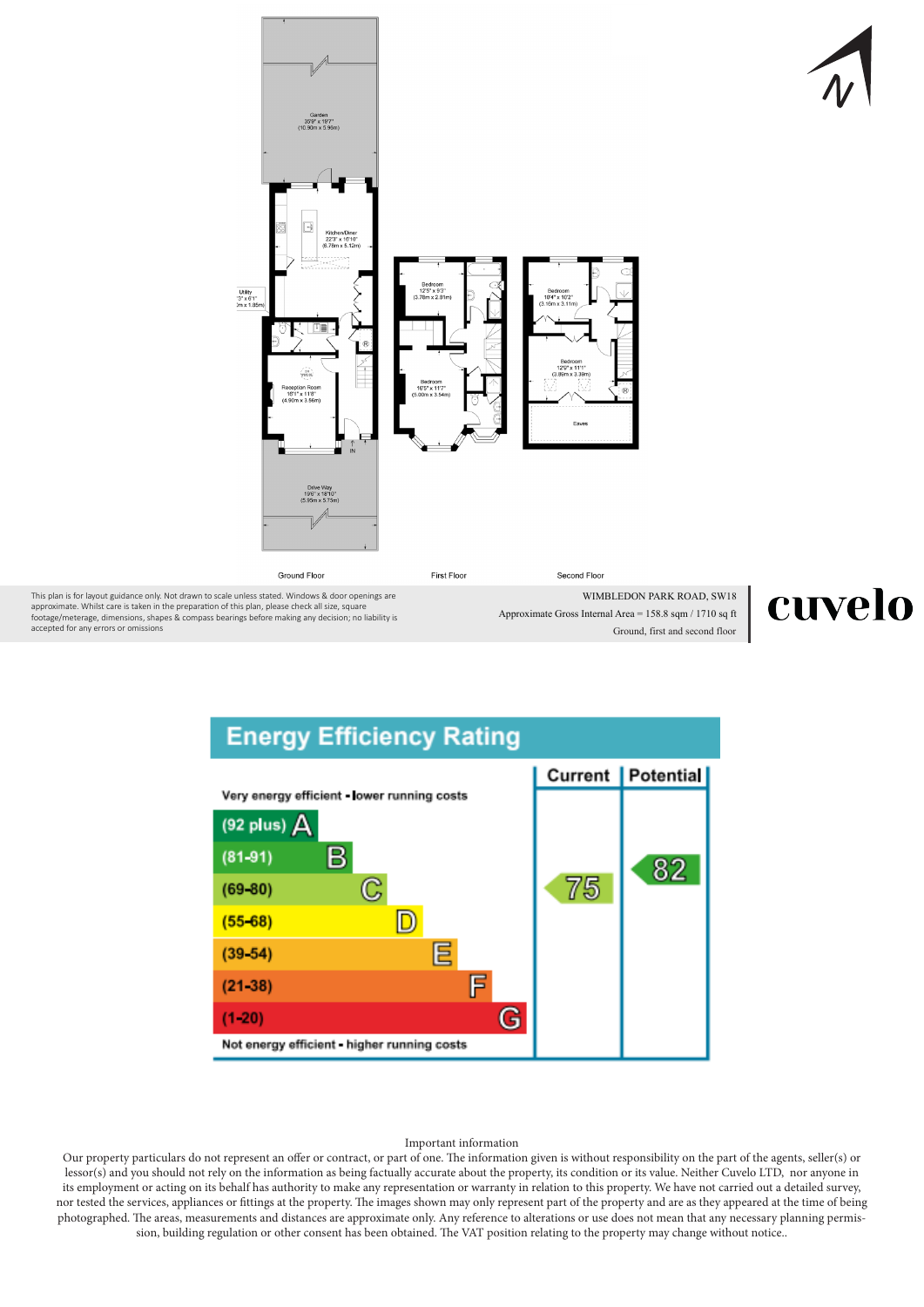Garden
35'9" x 19'7"
(10.90m x 5.96m)

Kitchen/Diner
22'3" x 16'10"
(6.78m x 5.12m)

Utility
7'3" x 6'1"
(2.2m x 1.85m)

Reception Room
16'1" x 11'8"
(4.90m x 3.56m)

IN

Drive Way
19'6" x 18'10"
(5.95m x 5.75m)

Bedroom
12'5" x 9'3"
(3.78m x 2.81m)

Bedroom
16'5" x 11'7"
(5.00m x 3.54m)

Bedroom
10'4" x 10'2"
(3.15m x 3.11m)

Bedroom
12'9" x 11'1"
(3.89m x 3.39m)

Eaves

Ground Floor

First Floor

Second Floor

This plan is for layout guidance only. Not drawn to scale unless stated. Windows & door openings are approximate. Whilst care is taken in the preparation of this plan, please check all size, square footage/meterage, dimensions, shapes & compass bearings before making any decision; no liability is accepted for any errors or omissions

WIMBLEDON PARK ROAD, SW18

Approximate Gross Internal Area = 158.8 sqm / 1710 sq ft

Ground, first and second floor

cuvelo

## Energy Efficiency Rating

Current
Potential

Very energy efficient - lower running costs

(92 plus) A
(81-91) B
(69-80) C
(55-68) D
(39-54) E
(21-38) F
(1-20) G

Not energy efficient - higher running costs

75
82

Important information

Our property particulars do not represent an offer or contract, or part of one. The information given is without responsibility on the part of the agents, seller(s) or lessor(s) and you should not rely on the information as being factually accurate about the property, its condition or its value. Neither Cuvelo LTD, nor anyone in its employment or acting on its behalf has authority to make any representation or warranty in relation to this property. We have not carried out a detailed survey, nor tested the services, appliances or fittings at the property. The images shown may only represent part of the property and are as they appeared at the time of being photographed. The areas, measurements and distances are approximate only. Any reference to alterations or use does not mean that any necessary planning permission, building regulation or other consent has been obtained. The VAT position relating to the property may change without notice..